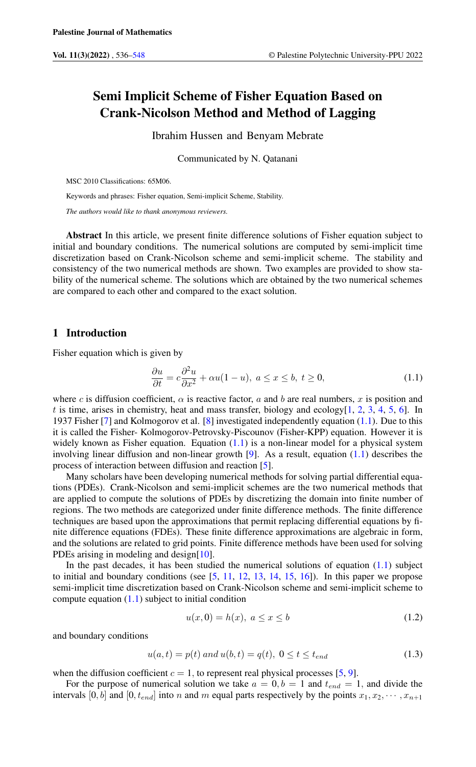# Semi Implicit Scheme of Fisher Equation Based on Crank-Nicolson Method and Method of Lagging

Ibrahim Hussen and Benyam Mebrate

Communicated by N. Qatanani

MSC 2010 Classifications: 65M06.

Keywords and phrases: Fisher equation, Semi-implicit Scheme, Stability.

*The authors would like to thank anonymous reviewers.*

**Abstract** In this article, we present finite difference solutions of Fisher equation subject to initial and boundary conditions. The numerical solutions are computed by semi-implicit time discretization based on Crank-Nicolson scheme and semi-implicit scheme. The stability and consistency of the two numerical methods are shown. Two examples are provided to show stability of the numerical scheme. The solutions which are obtained by the two numerical schemes are compared to each other and compared to the exact solution.

## 1 Introduction

Fisher equation which is given by

$$\frac{\partial u}{\partial t} = c\frac{\partial^2 u}{\partial x^2} + \alpha u(1-u),\ a \leq x \leq b,\ t \geq 0, \tag{1.1}$$

where $c$ is diffusion coefficient, $\alpha$ is reactive factor, $a$ and $b$ are real numbers, $x$ is position and $t$ is time, arises in chemistry, heat and mass transfer, biology and ecology[1, 2, 3, 4, 5, 6]. In 1937 Fisher [7] and Kolmogorov et al. [8] investigated independently equation (1.1). Due to this it is called the Fisher- Kolmogorov-Petrovsky-Piscounov (Fisher-KPP) equation. However it is widely known as Fisher equation. Equation (1.1) is a non-linear model for a physical system involving linear diffusion and non-linear growth [9]. As a result, equation (1.1) describes the process of interaction between diffusion and reaction [5].

Many scholars have been developing numerical methods for solving partial differential equations (PDEs). Crank-Nicolson and semi-implicit schemes are the two numerical methods that are applied to compute the solutions of PDEs by discretizing the domain into finite number of regions. The two methods are categorized under finite difference methods. The finite difference techniques are based upon the approximations that permit replacing differential equations by finite difference equations (FDEs). These finite difference approximations are algebraic in form, and the solutions are related to grid points. Finite difference methods have been used for solving PDEs arising in modeling and design[10].

In the past decades, it has been studied the numerical solutions of equation (1.1) subject to initial and boundary conditions (see [5, 11, 12, 13, 14, 15, 16]). In this paper we propose semi-implicit time discretization based on Crank-Nicolson scheme and semi-implicit scheme to compute equation (1.1) subject to initial condition

$$u(x, 0) = h(x),\ a \leq x \leq b \tag{1.2}$$

and boundary conditions

$$u(a, t) = p(t)\ and\ u(b, t) = q(t),\ 0 \leq t \leq t_{end} \tag{1.3}$$

when the diffusion coefficient $c = 1$, to represent real physical processes [5, 9].

For the purpose of numerical solution we take $a = 0, b = 1$ and $t_{end} = 1$, and divide the intervals $[0, b]$ and $[0, t_{end}]$ into $n$ and $m$ equal parts respectively by the points $x_1, x_2, \cdots, x_{n+1}$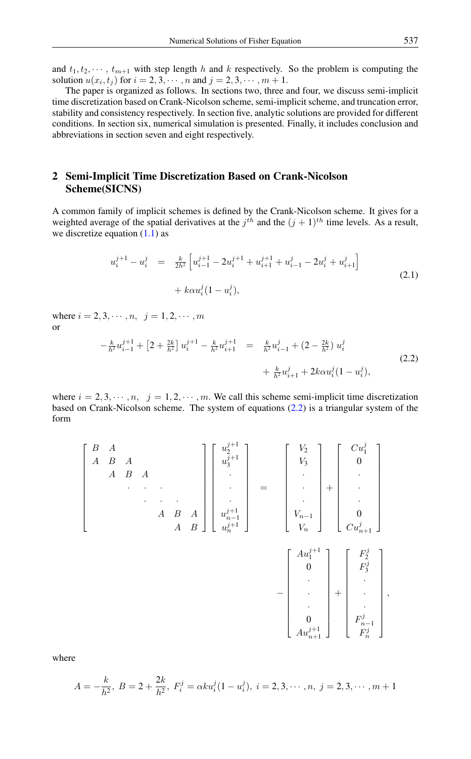and $t_1, t_2, \cdots, t_{m+1}$ with step length $h$ and $k$ respectively. So the problem is computing the solution $u(x_i, t_j)$ for $i = 2, 3, \cdots, n$ and $j = 2, 3, \cdots, m+1$.

The paper is organized as follows. In sections two, three and four, we discuss semi-implicit time discretization based on Crank-Nicolson scheme, semi-implicit scheme, and truncation error, stability and consistency respectively. In section five, analytic solutions are provided for different conditions. In section six, numerical simulation is presented. Finally, it includes conclusion and abbreviations in section seven and eight respectively.

## 2 Semi-Implicit Time Discretization Based on Crank-Nicolson Scheme(SICNS)

A common family of implicit schemes is defined by the Crank-Nicolson scheme. It gives for a weighted average of the spatial derivatives at the $j^{th}$ and the $(j+1)^{th}$ time levels. As a result, we discretize equation (1.1) as

$$
\begin{aligned}
u_i^{j+1} - u_i^j &= \frac{k}{2h^2}\left[u_{i-1}^{j+1} - 2u_i^{j+1} + u_{i+1}^{j+1} + u_{i-1}^{j} - 2u_i^{j} + u_{i+1}^{j}\right] \\
&\quad + k\alpha u_i^j(1 - u_i^j),
\end{aligned}
\tag{2.1}
$$

where $i = 2, 3, \cdots, n, \;\; j = 1, 2, \cdots, m$

or

$$
\begin{aligned}
-\tfrac{k}{h^2}u_{i-1}^{j+1} + \left[2 + \tfrac{2k}{h^2}\right]u_i^{j+1} - \tfrac{k}{h^2}u_{i+1}^{j+1} &= \tfrac{k}{h^2}u_{i-1}^{j} + \left(2 - \tfrac{2k}{h^2}\right)u_i^j \\
&\quad + \tfrac{k}{h^2}u_{i+1}^{j} + 2k\alpha u_i^j(1 - u_i^j),
\end{aligned}
\tag{2.2}
$$

where $i = 2, 3, \cdots, n, \;\; j = 1, 2, \cdots, m$. We call this scheme semi-implicit time discretization based on Crank-Nicolson scheme. The system of equations (2.2) is a triangular system of the form

$$
\begin{bmatrix}
B & A & & & & & \\
A & B & A & & & & \\
 & A & B & A & & & \\
 & & \cdot & \cdot & \cdot & & \\
 & & & \cdot & \cdot & \cdot & \\
 & & & & A & B & A \\
 & & & & & A & B
\end{bmatrix}
\begin{bmatrix}
u_2^{j+1} \\ u_3^{j+1} \\ \cdot \\ \cdot \\ \cdot \\ u_{n-1}^{j+1} \\ u_n^{j+1}
\end{bmatrix}
=
\begin{bmatrix}
V_2 \\ V_3 \\ \cdot \\ \cdot \\ \cdot \\ V_{n-1} \\ V_n
\end{bmatrix}
+
\begin{bmatrix}
Cu_1^j \\ 0 \\ \cdot \\ \cdot \\ \cdot \\ 0 \\ Cu_{n+1}^j
\end{bmatrix}
-
\begin{bmatrix}
Au_1^{j+1} \\ 0 \\ \cdot \\ \cdot \\ \cdot \\ 0 \\ Au_{n+1}^{j+1}
\end{bmatrix}
+
\begin{bmatrix}
F_2^j \\ F_3^j \\ \cdot \\ \cdot \\ \cdot \\ F_{n-1}^j \\ F_n^j
\end{bmatrix},
$$

where

$$
A = -\frac{k}{h^2}, \; B = 2 + \frac{2k}{h^2}, \; F_i^j = \alpha k u_i^j(1 - u_i^j), \; i = 2, 3, \cdots, n, \; j = 2, 3, \cdots, m+1
$$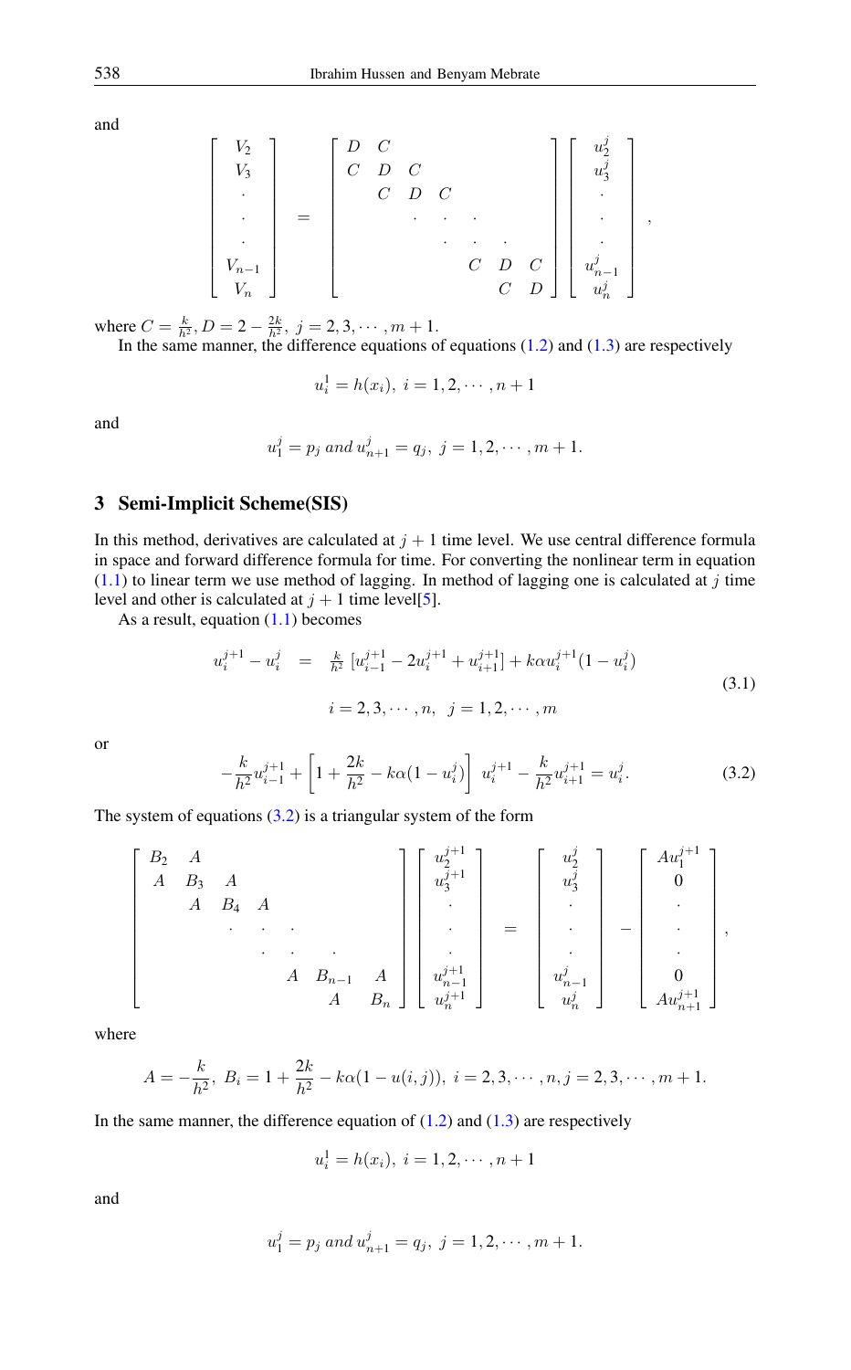and

$$
\begin{bmatrix} V_2 \\ V_3 \\ \cdot \\ \cdot \\ \cdot \\ V_{n-1} \\ V_n \end{bmatrix} = \begin{bmatrix} D & C & & & & & \\ C & D & C & & & & \\ & C & D & C & & & \\ & & \cdot & \cdot & \cdot & & \\ & & & \cdot & \cdot & \cdot & \\ & & & & C & D & C \\ & & & & & C & D \end{bmatrix} \begin{bmatrix} u_2^j \\ u_3^j \\ \cdot \\ \cdot \\ \cdot \\ u_{n-1}^j \\ u_n^j \end{bmatrix},
$$

where $C = \frac{k}{h^2}, D = 2 - \frac{2k}{h^2},\ j = 2, 3, \cdots, m+1$.

In the same manner, the difference equations of equations (1.2) and (1.3) are respectively

$$u_i^1 = h(x_i),\ i = 1, 2, \cdots, n+1$$

and

$$u_1^j = p_j \text{ and } u_{n+1}^j = q_j,\ j = 1, 2, \cdots, m+1.$$

## 3 Semi-Implicit Scheme(SIS)

In this method, derivatives are calculated at $j+1$ time level. We use central difference formula in space and forward difference formula for time. For converting the nonlinear term in equation (1.1) to linear term we use method of lagging. In method of lagging one is calculated at $j$ time level and other is calculated at $j+1$ time level[5].

As a result, equation (1.1) becomes

$$
\begin{aligned}
u_i^{j+1} - u_i^j &= \tfrac{k}{h^2}\left[u_{i-1}^{j+1} - 2u_i^{j+1} + u_{i+1}^{j+1}\right] + k\alpha u_i^{j+1}(1 - u_i^j) \\
& i = 2, 3, \cdots, n, \quad j = 1, 2, \cdots, m
\end{aligned} \tag{3.1}
$$

or

$$-\frac{k}{h^2}u_{i-1}^{j+1} + \left[1 + \frac{2k}{h^2} - k\alpha(1 - u_i^j)\right]\ u_i^{j+1} - \frac{k}{h^2}u_{i+1}^{j+1} = u_i^j. \tag{3.2}$$

The system of equations (3.2) is a triangular system of the form

$$
\begin{bmatrix} B_2 & A & & & & & \\ A & B_3 & A & & & & \\ & A & B_4 & A & & & \\ & & \cdot & \cdot & \cdot & & \\ & & & \cdot & \cdot & \cdot & \\ & & & & A & B_{n-1} & A \\ & & & & & A & B_n \end{bmatrix} \begin{bmatrix} u_2^{j+1} \\ u_3^{j+1} \\ \cdot \\ \cdot \\ \cdot \\ u_{n-1}^{j+1} \\ u_n^{j+1} \end{bmatrix} = \begin{bmatrix} u_2^j \\ u_3^j \\ \cdot \\ \cdot \\ \cdot \\ u_{n-1}^j \\ u_n^j \end{bmatrix} - \begin{bmatrix} Au_1^{j+1} \\ 0 \\ \cdot \\ \cdot \\ \cdot \\ 0 \\ Au_{n+1}^{j+1} \end{bmatrix},
$$

where

$$A = -\frac{k}{h^2},\ B_i = 1 + \frac{2k}{h^2} - k\alpha(1 - u(i,j)),\ i = 2, 3, \cdots, n, j = 2, 3, \cdots, m+1.$$

In the same manner, the difference equation of (1.2) and (1.3) are respectively

$$u_i^1 = h(x_i),\ i = 1, 2, \cdots, n+1$$

and

$$u_1^j = p_j \text{ and } u_{n+1}^j = q_j,\ j = 1, 2, \cdots, m+1.$$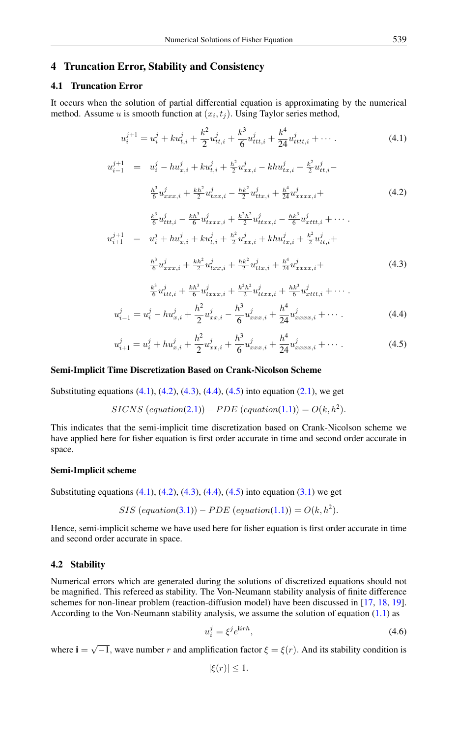## 4 Truncation Error, Stability and Consistency

### 4.1 Truncation Error

It occurs when the solution of partial differential equation is approximating by the numerical method. Assume $u$ is smooth function at $(x_i, t_j)$. Using Taylor series method,

$$u_i^{j+1} = u_i^j + k u_{t,i}^j + \frac{k^2}{2} u_{tt,i}^j + \frac{k^3}{6} u_{ttt,i}^j + \frac{k^4}{24} u_{tttt,i}^j + \cdots . \tag{4.1}$$

$$\begin{aligned} u_{i-1}^{j+1} \;=\;& u_i^j - h u_{x,i}^j + k u_{t,i}^j + \tfrac{h^2}{2} u_{xx,i}^j - kh u_{tx,i}^j + \tfrac{k^2}{2} u_{tt,i}^j - \\ & \tfrac{h^3}{6} u_{xxx,i}^j + \tfrac{kh^2}{2} u_{txx,i}^j - \tfrac{hk^2}{2} u_{ttx,i}^j + \tfrac{h^4}{24} u_{xxxx,i}^j + \\ & \tfrac{k^3}{6} u_{ttt,i}^j - \tfrac{kh^3}{6} u_{txxx,i}^j + \tfrac{k^2h^2}{2} u_{ttxx,i}^j - \tfrac{hk^3}{6} u_{xttt,i}^j + \cdots . \end{aligned} \tag{4.2}$$

$$\begin{aligned} u_{i+1}^{j+1} \;=\;& u_i^j + h u_{x,i}^j + k u_{t,i}^j + \tfrac{h^2}{2} u_{xx,i}^j + kh u_{tx,i}^j + \tfrac{k^2}{2} u_{tt,i}^j + \\ & \tfrac{h^3}{6} u_{xxx,i}^j + \tfrac{kh^2}{2} u_{txx,i}^j + \tfrac{hk^2}{2} u_{ttx,i}^j + \tfrac{h^4}{24} u_{xxxx,i}^j + \\ & \tfrac{k^3}{6} u_{ttt,i}^j + \tfrac{kh^3}{6} u_{txxx,i}^j + \tfrac{k^2h^2}{2} u_{ttxx,i}^j + \tfrac{hk^3}{6} u_{xttt,i}^j + \cdots . \end{aligned} \tag{4.3}$$

$$u_{i-1}^j = u_i^j - h u_{x,i}^j + \frac{h^2}{2} u_{xx,i}^j - \frac{h^3}{6} u_{xxx,i}^j + \frac{h^4}{24} u_{xxxx,i}^j + \cdots . \tag{4.4}$$

$$u_{i+1}^j = u_i^j + h u_{x,i}^j + \frac{h^2}{2} u_{xx,i}^j + \frac{h^3}{6} u_{xxx,i}^j + \frac{h^4}{24} u_{xxxx,i}^j + \cdots . \tag{4.5}$$

**Semi-Implicit Time Discretization Based on Crank-Nicolson Scheme**

Substituting equations (4.1), (4.2), (4.3), (4.4), (4.5) into equation (2.1), we get

$$SICNS\ (equation(2.1)) - PDE\ (equation(1.1)) = O(k, h^2).$$

This indicates that the semi-implicit time discretization based on Crank-Nicolson scheme we have applied here for fisher equation is first order accurate in time and second order accurate in space.

**Semi-Implicit scheme**

Substituting equations (4.1), (4.2), (4.3), (4.4), (4.5) into equation (3.1) we get

$$SIS\ (equation(3.1)) - PDE\ (equation(1.1)) = O(k, h^2).$$

Hence, semi-implicit scheme we have used here for fisher equation is first order accurate in time and second order accurate in space.

### 4.2 Stability

Numerical errors which are generated during the solutions of discretized equations should not be magnified. This refereed as stability. The Von-Neumann stability analysis of finite difference schemes for non-linear problem (reaction-diffusion model) have been discussed in [17, 18, 19]. According to the Von-Neumann stability analysis, we assume the solution of equation (1.1) as

$$u_i^j = \xi^j e^{\mathbf{i} i r h}, \tag{4.6}$$

where $\mathbf{i} = \sqrt{-1}$, wave number $r$ and amplification factor $\xi = \xi(r)$. And its stability condition is

$$|\xi(r)| \leq 1.$$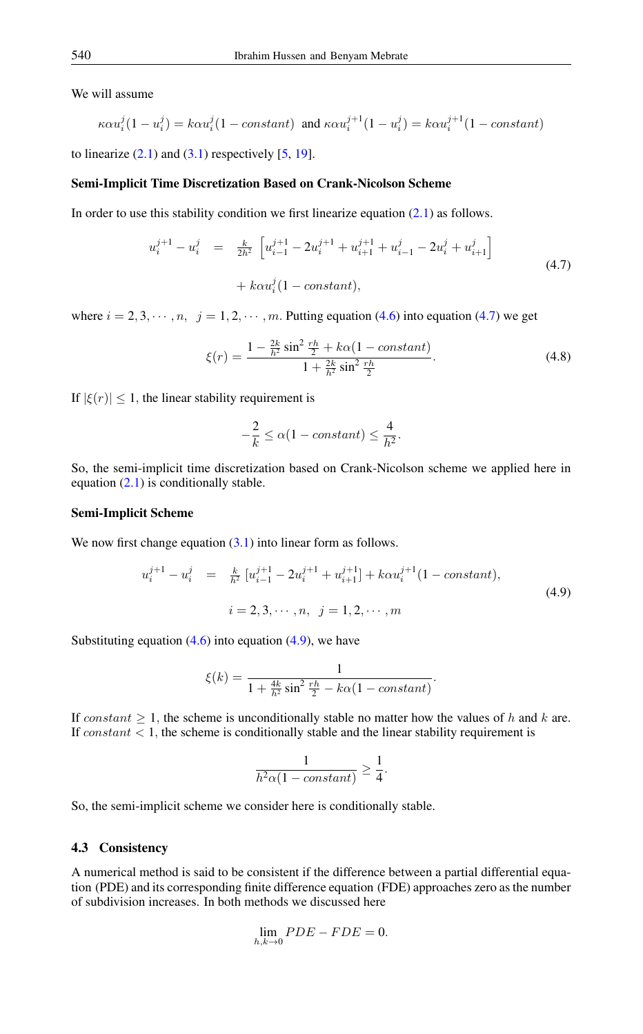We will assume

$$\kappa\alpha u_i^j(1-u_i^j) = k\alpha u_i^j(1-constant) \text{ and } \kappa\alpha u_i^{j+1}(1-u_i^j) = k\alpha u_i^{j+1}(1-constant)$$

to linearize (2.1) and (3.1) respectively [5, 19].

**Semi-Implicit Time Discretization Based on Crank-Nicolson Scheme**

In order to use this stability condition we first linearize equation (2.1) as follows.

$$\begin{aligned} u_i^{j+1} - u_i^j &= \frac{k}{2h^2}\left[u_{i-1}^{j+1} - 2u_i^{j+1} + u_{i+1}^{j+1} + u_{i-1}^j - 2u_i^j + u_{i+1}^j\right] \\ &\quad + k\alpha u_i^j(1-constant), \end{aligned} \tag{4.7}$$

where $i = 2, 3, \cdots, n, \;\; j = 1, 2, \cdots, m$. Putting equation (4.6) into equation (4.7) we get

$$\xi(r) = \frac{1 - \frac{2k}{h^2}\sin^2\frac{rh}{2} + k\alpha(1-constant)}{1 + \frac{2k}{h^2}\sin^2\frac{rh}{2}}. \tag{4.8}$$

If $|\xi(r)| \le 1$, the linear stability requirement is

$$-\frac{2}{k} \le \alpha(1-constant) \le \frac{4}{h^2}.$$

So, the semi-implicit time discretization based on Crank-Nicolson scheme we applied here in equation (2.1) is conditionally stable.

**Semi-Implicit Scheme**

We now first change equation (3.1) into linear form as follows.

$$\begin{aligned} u_i^{j+1} - u_i^j &= \frac{k}{h^2}\left[u_{i-1}^{j+1} - 2u_i^{j+1} + u_{i+1}^{j+1}\right] + k\alpha u_i^{j+1}(1-constant), \\ & i = 2, 3, \cdots, n, \;\; j = 1, 2, \cdots, m \end{aligned} \tag{4.9}$$

Substituting equation (4.6) into equation (4.9), we have

$$\xi(k) = \frac{1}{1 + \frac{4k}{h^2}\sin^2\frac{rh}{2} - k\alpha(1-constant)}.$$

If $constant \ge 1$, the scheme is unconditionally stable no matter how the values of $h$ and $k$ are. If $constant < 1$, the scheme is conditionally stable and the linear stability requirement is

$$\frac{1}{h^2\alpha(1-constant)} \ge \frac{1}{4}.$$

So, the semi-implicit scheme we consider here is conditionally stable.

## 4.3 Consistency

A numerical method is said to be consistent if the difference between a partial differential equation (PDE) and its corresponding finite difference equation (FDE) approaches zero as the number of subdivision increases. In both methods we discussed here

$$\lim_{h,k\to 0} PDE - FDE = 0.$$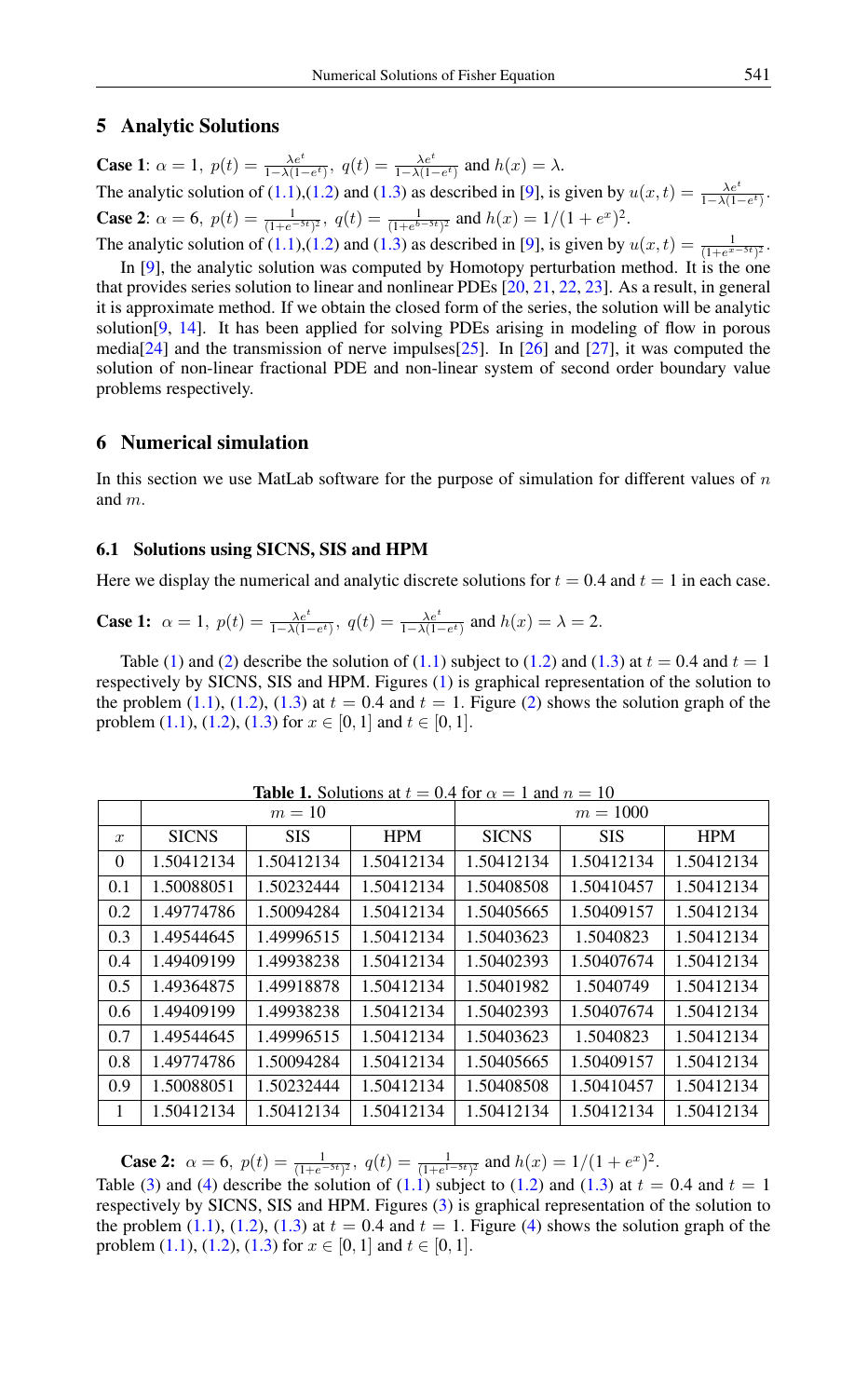## 5 Analytic Solutions

**Case 1**: $\alpha = 1,\ p(t) = \frac{\lambda e^t}{1-\lambda(1-e^t)},\ q(t) = \frac{\lambda e^t}{1-\lambda(1-e^t)}$ and $h(x) = \lambda$.

The analytic solution of (1.1),(1.2) and (1.3) as described in [9], is given by $u(x,t) = \frac{\lambda e^t}{1-\lambda(1-e^t)}$.

**Case 2**: $\alpha = 6,\ p(t) = \frac{1}{(1+e^{-5t})^2},\ q(t) = \frac{1}{(1+e^{b-5t})^2}$ and $h(x) = 1/(1+e^x)^2$.

The analytic solution of (1.1),(1.2) and (1.3) as described in [9], is given by $u(x,t) = \frac{1}{(1+e^{x-5t})^2}$.

In [9], the analytic solution was computed by Homotopy perturbation method. It is the one that provides series solution to linear and nonlinear PDEs [20, 21, 22, 23]. As a result, in general it is approximate method. If we obtain the closed form of the series, the solution will be analytic solution[9, 14]. It has been applied for solving PDEs arising in modeling of flow in porous media[24] and the transmission of nerve impulses[25]. In [26] and [27], it was computed the solution of non-linear fractional PDE and non-linear system of second order boundary value problems respectively.

## 6 Numerical simulation

In this section we use MatLab software for the purpose of simulation for different values of $n$ and $m$.

### 6.1 Solutions using SICNS, SIS and HPM

Here we display the numerical and analytic discrete solutions for $t = 0.4$ and $t = 1$ in each case.

**Case 1:** $\alpha = 1,\ p(t) = \frac{\lambda e^t}{1-\lambda(1-e^t)},\ q(t) = \frac{\lambda e^t}{1-\lambda(1-e^t)}$ and $h(x) = \lambda = 2$.

Table (1) and (2) describe the solution of (1.1) subject to (1.2) and (1.3) at $t = 0.4$ and $t = 1$ respectively by SICNS, SIS and HPM. Figures (1) is graphical representation of the solution to the problem (1.1), (1.2), (1.3) at $t = 0.4$ and $t = 1$. Figure (2) shows the solution graph of the problem (1.1), (1.2), (1.3) for $x \in [0,1]$ and $t \in [0,1]$.

**Table 1.** Solutions at $t = 0.4$ for $\alpha = 1$ and $n = 10$

| | $m = 10$ | | | $m = 1000$ | | |
|---|---|---|---|---|---|---|
| $x$ | SICNS | SIS | HPM | SICNS | SIS | HPM |
| 0 | 1.50412134 | 1.50412134 | 1.50412134 | 1.50412134 | 1.50412134 | 1.50412134 |
| 0.1 | 1.50088051 | 1.50232444 | 1.50412134 | 1.50408508 | 1.50410457 | 1.50412134 |
| 0.2 | 1.49774786 | 1.50094284 | 1.50412134 | 1.50405665 | 1.50409157 | 1.50412134 |
| 0.3 | 1.49544645 | 1.49996515 | 1.50412134 | 1.50403623 | 1.5040823 | 1.50412134 |
| 0.4 | 1.49409199 | 1.49938238 | 1.50412134 | 1.50402393 | 1.50407674 | 1.50412134 |
| 0.5 | 1.49364875 | 1.49918878 | 1.50412134 | 1.50401982 | 1.5040749 | 1.50412134 |
| 0.6 | 1.49409199 | 1.49938238 | 1.50412134 | 1.50402393 | 1.50407674 | 1.50412134 |
| 0.7 | 1.49544645 | 1.49996515 | 1.50412134 | 1.50403623 | 1.5040823 | 1.50412134 |
| 0.8 | 1.49774786 | 1.50094284 | 1.50412134 | 1.50405665 | 1.50409157 | 1.50412134 |
| 0.9 | 1.50088051 | 1.50232444 | 1.50412134 | 1.50408508 | 1.50410457 | 1.50412134 |
| 1 | 1.50412134 | 1.50412134 | 1.50412134 | 1.50412134 | 1.50412134 | 1.50412134 |

**Case 2:** $\alpha = 6,\ p(t) = \frac{1}{(1+e^{-5t})^2},\ q(t) = \frac{1}{(1+e^{1-5t})^2}$ and $h(x) = 1/(1+e^x)^2$.

Table (3) and (4) describe the solution of (1.1) subject to (1.2) and (1.3) at $t = 0.4$ and $t = 1$ respectively by SICNS, SIS and HPM. Figures (3) is graphical representation of the solution to the problem (1.1), (1.2), (1.3) at $t = 0.4$ and $t = 1$. Figure (4) shows the solution graph of the problem (1.1), (1.2), (1.3) for $x \in [0,1]$ and $t \in [0,1]$.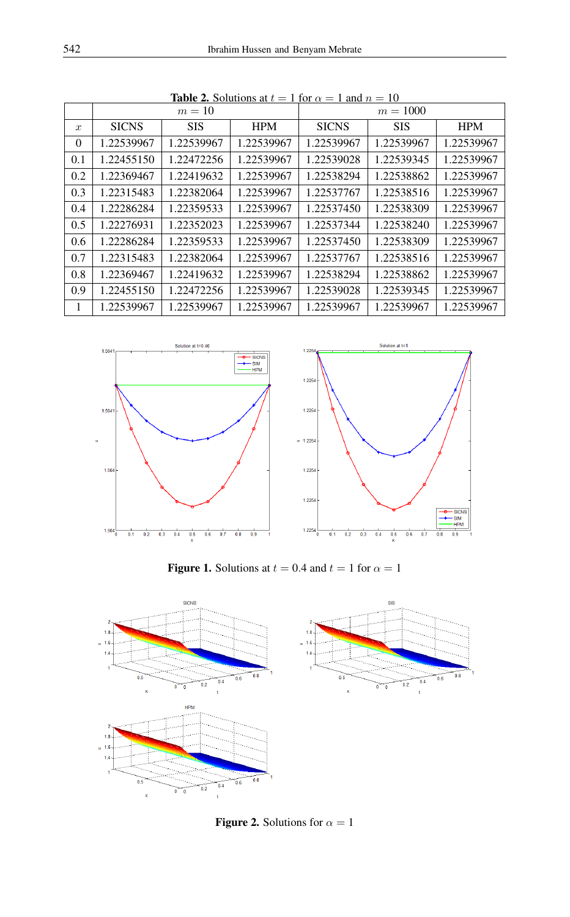**Table 2.** Solutions at $t = 1$ for $\alpha = 1$ and $n = 10$

| | $m = 10$ | | | $m = 1000$ | | |
|---|---|---|---|---|---|---|
| $x$ | SICNS | SIS | HPM | SICNS | SIS | HPM |
| 0 | 1.22539967 | 1.22539967 | 1.22539967 | 1.22539967 | 1.22539967 | 1.22539967 |
| 0.1 | 1.22455150 | 1.22472256 | 1.22539967 | 1.22539028 | 1.22539345 | 1.22539967 |
| 0.2 | 1.22369467 | 1.22419632 | 1.22539967 | 1.22538294 | 1.22538862 | 1.22539967 |
| 0.3 | 1.22315483 | 1.22382064 | 1.22539967 | 1.22537767 | 1.22538516 | 1.22539967 |
| 0.4 | 1.22286284 | 1.22359533 | 1.22539967 | 1.22537450 | 1.22538309 | 1.22539967 |
| 0.5 | 1.22276931 | 1.22352023 | 1.22539967 | 1.22537344 | 1.22538240 | 1.22539967 |
| 0.6 | 1.22286284 | 1.22359533 | 1.22539967 | 1.22537450 | 1.22538309 | 1.22539967 |
| 0.7 | 1.22315483 | 1.22382064 | 1.22539967 | 1.22537767 | 1.22538516 | 1.22539967 |
| 0.8 | 1.22369467 | 1.22419632 | 1.22539967 | 1.22538294 | 1.22538862 | 1.22539967 |
| 0.9 | 1.22455150 | 1.22472256 | 1.22539967 | 1.22539028 | 1.22539345 | 1.22539967 |
| 1 | 1.22539967 | 1.22539967 | 1.22539967 | 1.22539967 | 1.22539967 | 1.22539967 |

**Figure 1.** Solutions at $t = 0.4$ and $t = 1$ for $\alpha = 1$

**Figure 2.** Solutions for $\alpha = 1$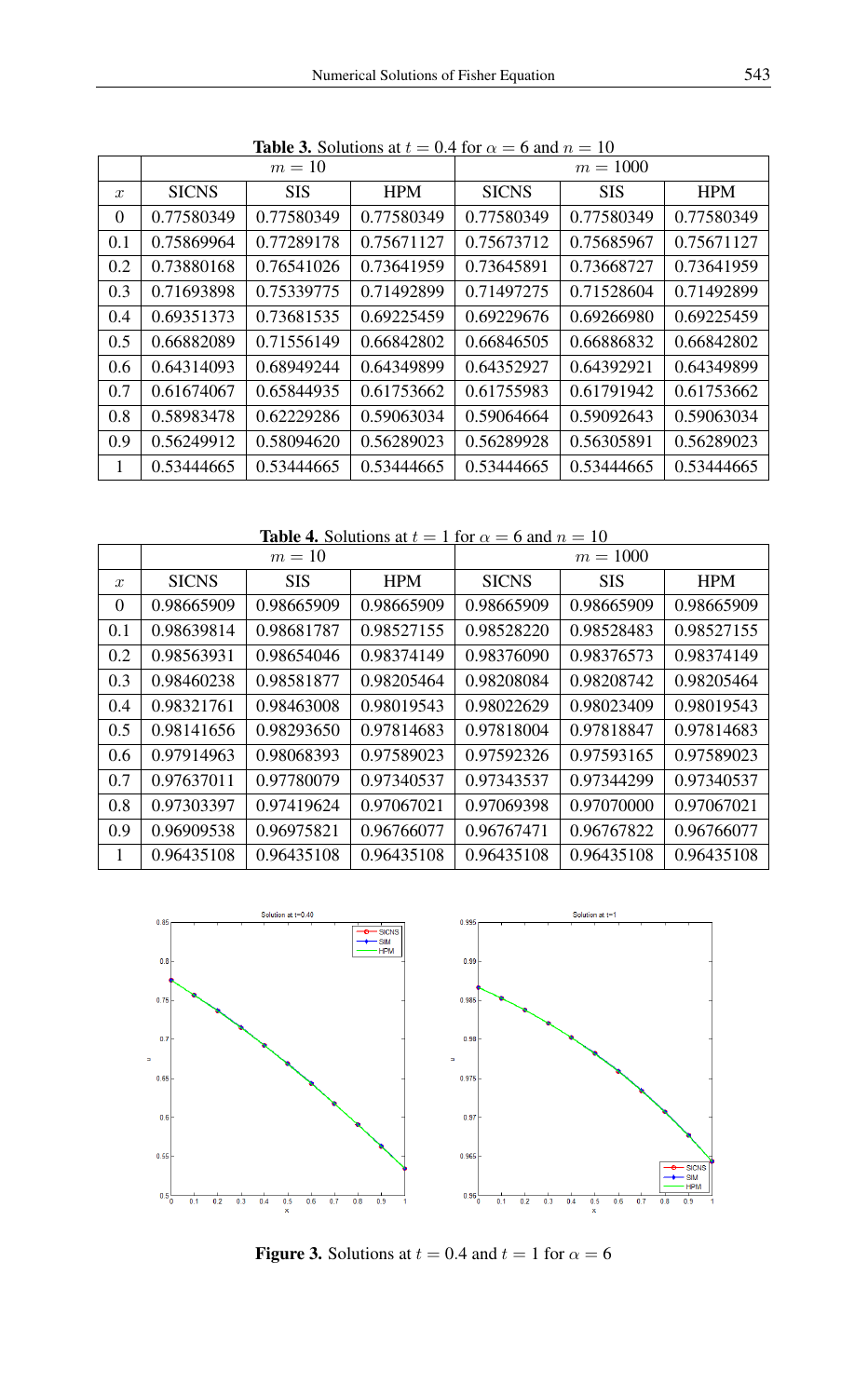**Table 3.** Solutions at $t = 0.4$ for $\alpha = 6$ and $n = 10$

| | $m = 10$ | | | $m = 1000$ | | |
|---|---|---|---|---|---|---|
| $x$ | SICNS | SIS | HPM | SICNS | SIS | HPM |
| 0 | 0.77580349 | 0.77580349 | 0.77580349 | 0.77580349 | 0.77580349 | 0.77580349 |
| 0.1 | 0.75869964 | 0.77289178 | 0.75671127 | 0.75673712 | 0.75685967 | 0.75671127 |
| 0.2 | 0.73880168 | 0.76541026 | 0.73641959 | 0.73645891 | 0.73668727 | 0.73641959 |
| 0.3 | 0.71693898 | 0.75339775 | 0.71492899 | 0.71497275 | 0.71528604 | 0.71492899 |
| 0.4 | 0.69351373 | 0.73681535 | 0.69225459 | 0.69229676 | 0.69266980 | 0.69225459 |
| 0.5 | 0.66882089 | 0.71556149 | 0.66842802 | 0.66846505 | 0.66886832 | 0.66842802 |
| 0.6 | 0.64314093 | 0.68949244 | 0.64349899 | 0.64352927 | 0.64392921 | 0.64349899 |
| 0.7 | 0.61674067 | 0.65844935 | 0.61753662 | 0.61755983 | 0.61791942 | 0.61753662 |
| 0.8 | 0.58983478 | 0.62229286 | 0.59063034 | 0.59064664 | 0.59092643 | 0.59063034 |
| 0.9 | 0.56249912 | 0.58094620 | 0.56289023 | 0.56289928 | 0.56305891 | 0.56289023 |
| 1 | 0.53444665 | 0.53444665 | 0.53444665 | 0.53444665 | 0.53444665 | 0.53444665 |

**Table 4.** Solutions at $t = 1$ for $\alpha = 6$ and $n = 10$

| | $m = 10$ | | | $m = 1000$ | | |
|---|---|---|---|---|---|---|
| $x$ | SICNS | SIS | HPM | SICNS | SIS | HPM |
| 0 | 0.98665909 | 0.98665909 | 0.98665909 | 0.98665909 | 0.98665909 | 0.98665909 |
| 0.1 | 0.98639814 | 0.98681787 | 0.98527155 | 0.98528220 | 0.98528483 | 0.98527155 |
| 0.2 | 0.98563931 | 0.98654046 | 0.98374149 | 0.98376090 | 0.98376573 | 0.98374149 |
| 0.3 | 0.98460238 | 0.98581877 | 0.98205464 | 0.98208084 | 0.98208742 | 0.98205464 |
| 0.4 | 0.98321761 | 0.98463008 | 0.98019543 | 0.98022629 | 0.98023409 | 0.98019543 |
| 0.5 | 0.98141656 | 0.98293650 | 0.97814683 | 0.97818004 | 0.97818847 | 0.97814683 |
| 0.6 | 0.97914963 | 0.98068393 | 0.97589023 | 0.97592326 | 0.97593165 | 0.97589023 |
| 0.7 | 0.97637011 | 0.97780079 | 0.97340537 | 0.97343537 | 0.97344299 | 0.97340537 |
| 0.8 | 0.97303397 | 0.97419624 | 0.97067021 | 0.97069398 | 0.97070000 | 0.97067021 |
| 0.9 | 0.96909538 | 0.96975821 | 0.96766077 | 0.96767471 | 0.96767822 | 0.96766077 |
| 1 | 0.96435108 | 0.96435108 | 0.96435108 | 0.96435108 | 0.96435108 | 0.96435108 |

**Figure 3.** Solutions at $t = 0.4$ and $t = 1$ for $\alpha = 6$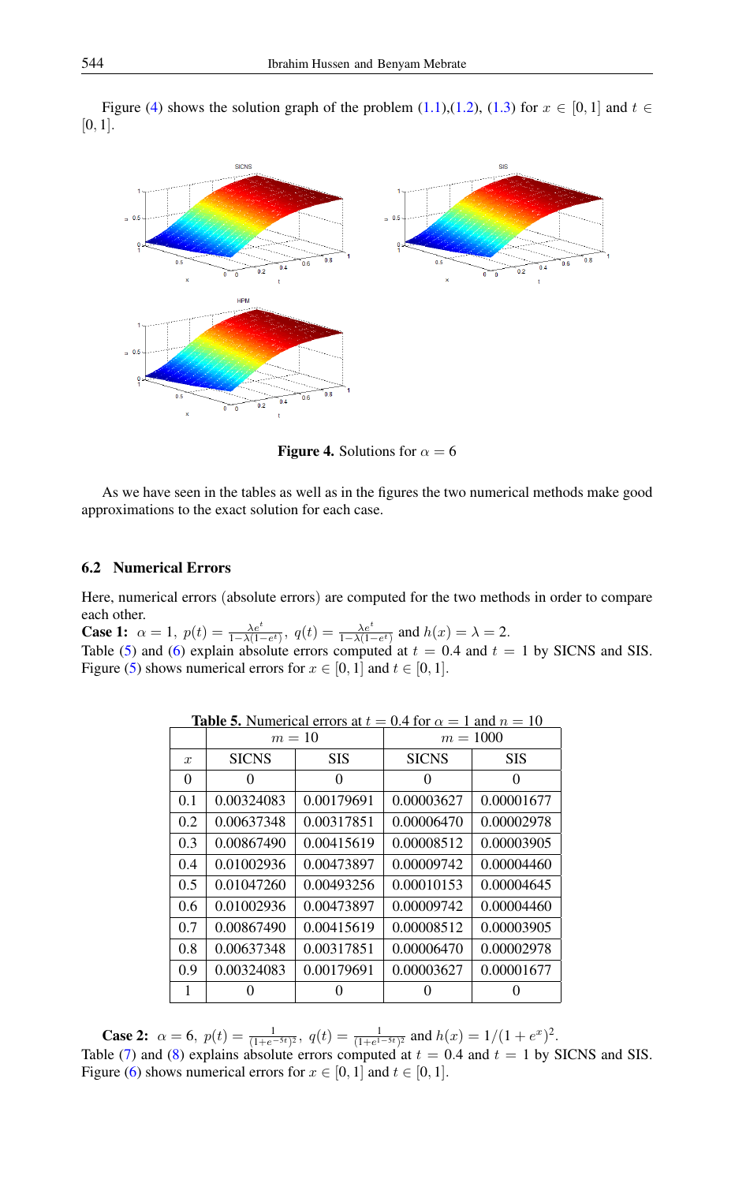Figure (4) shows the solution graph of the problem (1.1),(1.2), (1.3) for $x \in [0, 1]$ and $t \in [0, 1]$.

**Figure 4.** Solutions for $\alpha = 6$

As we have seen in the tables as well as in the figures the two numerical methods make good approximations to the exact solution for each case.

### 6.2 Numerical Errors

Here, numerical errors (absolute errors) are computed for the two methods in order to compare each other.

**Case 1:** $\alpha = 1,\ p(t) = \frac{\lambda e^t}{1-\lambda(1-e^t)},\ q(t) = \frac{\lambda e^t}{1-\lambda(1-e^t)}$ and $h(x) = \lambda = 2$.
Table (5) and (6) explain absolute errors computed at $t = 0.4$ and $t = 1$ by SICNS and SIS. Figure (5) shows numerical errors for $x \in [0, 1]$ and $t \in [0, 1]$.

**Table 5.** Numerical errors at $t = 0.4$ for $\alpha = 1$ and $n = 10$

| | $m = 10$ | | $m = 1000$ | |
|---|---|---|---|---|
| $x$ | SICNS | SIS | SICNS | SIS |
| 0 | 0 | 0 | 0 | 0 |
| 0.1 | 0.00324083 | 0.00179691 | 0.00003627 | 0.00001677 |
| 0.2 | 0.00637348 | 0.00317851 | 0.00006470 | 0.00002978 |
| 0.3 | 0.00867490 | 0.00415619 | 0.00008512 | 0.00003905 |
| 0.4 | 0.01002936 | 0.00473897 | 0.00009742 | 0.00004460 |
| 0.5 | 0.01047260 | 0.00493256 | 0.00010153 | 0.00004645 |
| 0.6 | 0.01002936 | 0.00473897 | 0.00009742 | 0.00004460 |
| 0.7 | 0.00867490 | 0.00415619 | 0.00008512 | 0.00003905 |
| 0.8 | 0.00637348 | 0.00317851 | 0.00006470 | 0.00002978 |
| 0.9 | 0.00324083 | 0.00179691 | 0.00003627 | 0.00001677 |
| 1 | 0 | 0 | 0 | 0 |

**Case 2:** $\alpha = 6,\ p(t) = \frac{1}{(1+e^{-5t})^2},\ q(t) = \frac{1}{(1+e^{1-5t})^2}$ and $h(x) = 1/(1+e^x)^2$.
Table (7) and (8) explains absolute errors computed at $t = 0.4$ and $t = 1$ by SICNS and SIS. Figure (6) shows numerical errors for $x \in [0, 1]$ and $t \in [0, 1]$.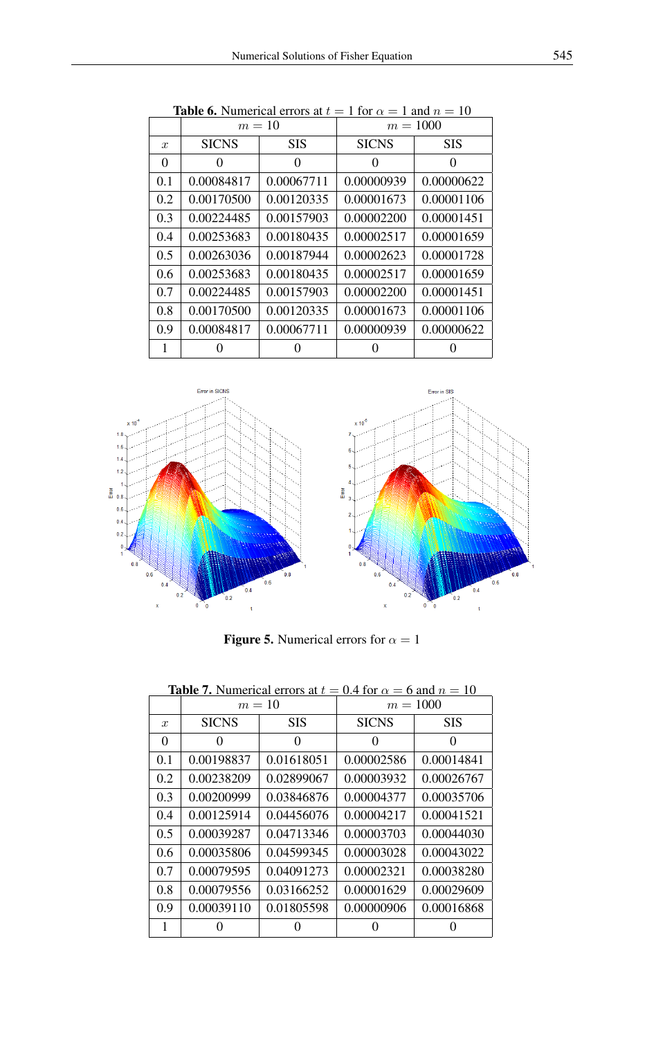**Table 6.** Numerical errors at $t = 1$ for $\alpha = 1$ and $n = 10$

| | $m = 10$ | | $m = 1000$ | |
|---|---|---|---|---|
| $x$ | SICNS | SIS | SICNS | SIS |
| 0 | 0 | 0 | 0 | 0 |
| 0.1 | 0.00084817 | 0.00067711 | 0.00000939 | 0.00000622 |
| 0.2 | 0.00170500 | 0.00120335 | 0.00001673 | 0.00001106 |
| 0.3 | 0.00224485 | 0.00157903 | 0.00002200 | 0.00001451 |
| 0.4 | 0.00253683 | 0.00180435 | 0.00002517 | 0.00001659 |
| 0.5 | 0.00263036 | 0.00187944 | 0.00002623 | 0.00001728 |
| 0.6 | 0.00253683 | 0.00180435 | 0.00002517 | 0.00001659 |
| 0.7 | 0.00224485 | 0.00157903 | 0.00002200 | 0.00001451 |
| 0.8 | 0.00170500 | 0.00120335 | 0.00001673 | 0.00001106 |
| 0.9 | 0.00084817 | 0.00067711 | 0.00000939 | 0.00000622 |
| 1 | 0 | 0 | 0 | 0 |

**Figure 5.** Numerical errors for $\alpha = 1$

**Table 7.** Numerical errors at $t = 0.4$ for $\alpha = 6$ and $n = 10$

| | $m = 10$ | | $m = 1000$ | |
|---|---|---|---|---|
| $x$ | SICNS | SIS | SICNS | SIS |
| 0 | 0 | 0 | 0 | 0 |
| 0.1 | 0.00198837 | 0.01618051 | 0.00002586 | 0.00014841 |
| 0.2 | 0.00238209 | 0.02899067 | 0.00003932 | 0.00026767 |
| 0.3 | 0.00200999 | 0.03846876 | 0.00004377 | 0.00035706 |
| 0.4 | 0.00125914 | 0.04456076 | 0.00004217 | 0.00041521 |
| 0.5 | 0.00039287 | 0.04713346 | 0.00003703 | 0.00044030 |
| 0.6 | 0.00035806 | 0.04599345 | 0.00003028 | 0.00043022 |
| 0.7 | 0.00079595 | 0.04091273 | 0.00002321 | 0.00038280 |
| 0.8 | 0.00079556 | 0.03166252 | 0.00001629 | 0.00029609 |
| 0.9 | 0.00039110 | 0.01805598 | 0.00000906 | 0.00016868 |
| 1 | 0 | 0 | 0 | 0 |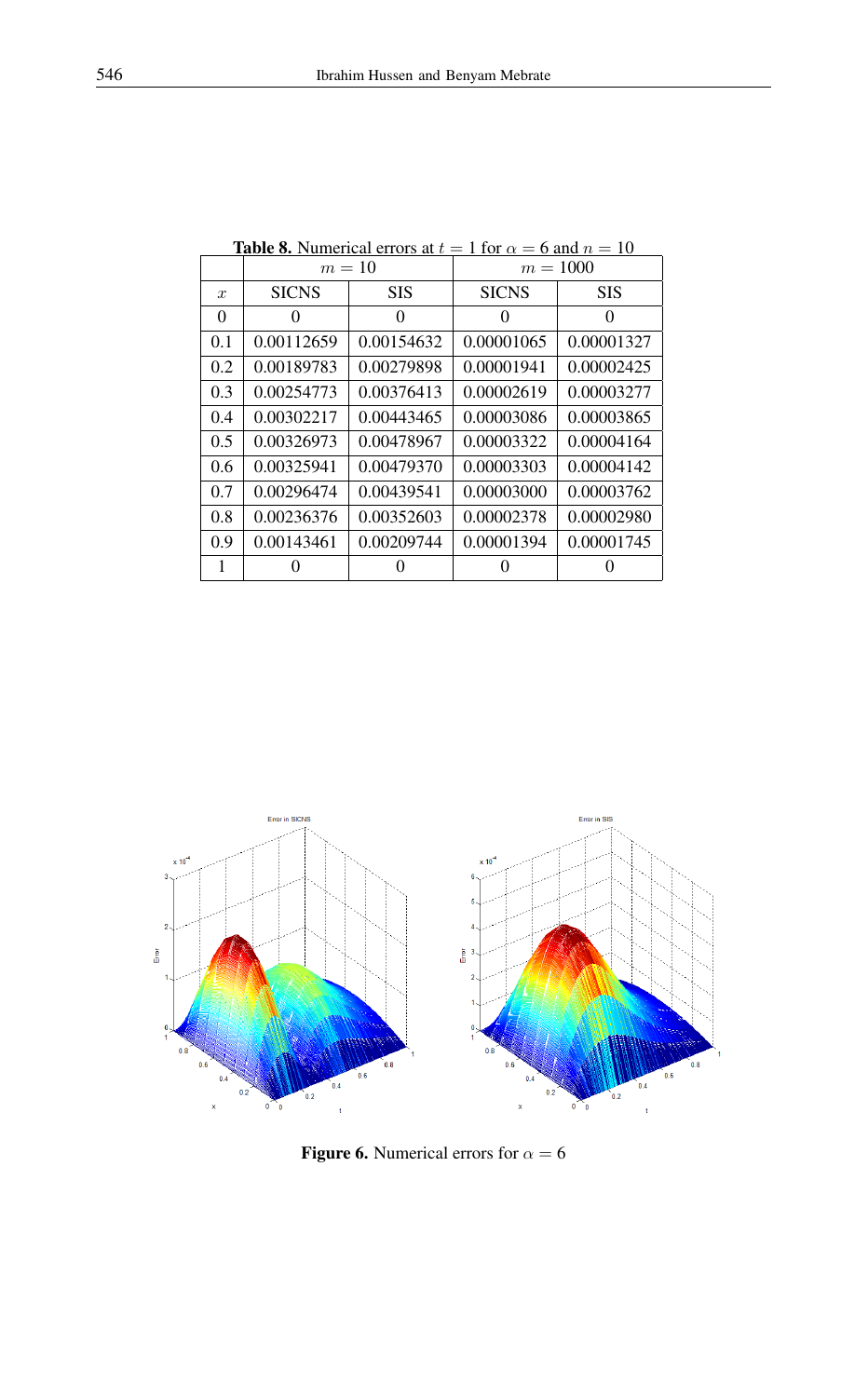**Table 8.** Numerical errors at $t = 1$ for $\alpha = 6$ and $n = 10$

| | $m = 10$ | | $m = 1000$ | |
|---|---|---|---|---|
| $x$ | SICNS | SIS | SICNS | SIS |
| 0 | 0 | 0 | 0 | 0 |
| 0.1 | 0.00112659 | 0.00154632 | 0.00001065 | 0.00001327 |
| 0.2 | 0.00189783 | 0.00279898 | 0.00001941 | 0.00002425 |
| 0.3 | 0.00254773 | 0.00376413 | 0.00002619 | 0.00003277 |
| 0.4 | 0.00302217 | 0.00443465 | 0.00003086 | 0.00003865 |
| 0.5 | 0.00326973 | 0.00478967 | 0.00003322 | 0.00004164 |
| 0.6 | 0.00325941 | 0.00479370 | 0.00003303 | 0.00004142 |
| 0.7 | 0.00296474 | 0.00439541 | 0.00003000 | 0.00003762 |
| 0.8 | 0.00236376 | 0.00352603 | 0.00002378 | 0.00002980 |
| 0.9 | 0.00143461 | 0.00209744 | 0.00001394 | 0.00001745 |
| 1 | 0 | 0 | 0 | 0 |

**Figure 6.** Numerical errors for $\alpha = 6$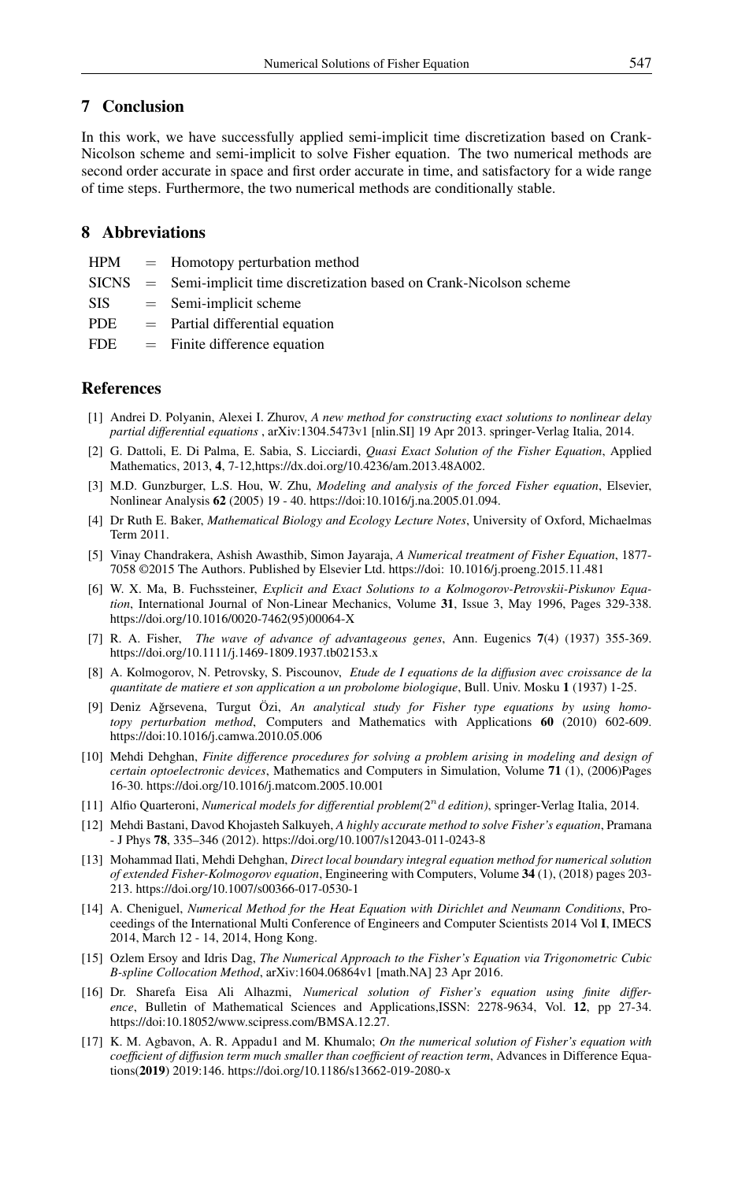## 7 Conclusion

In this work, we have successfully applied semi-implicit time discretization based on Crank-Nicolson scheme and semi-implicit to solve Fisher equation. The two numerical methods are second order accurate in space and first order accurate in time, and satisfactory for a wide range of time steps. Furthermore, the two numerical methods are conditionally stable.

## 8 Abbreviations

| | | |
|---|---|---|
| HPM | = | Homotopy perturbation method |
| SICNS | = | Semi-implicit time discretization based on Crank-Nicolson scheme |
| SIS | = | Semi-implicit scheme |
| PDE | = | Partial differential equation |
| FDE | = | Finite difference equation |

## References

[1] Andrei D. Polyanin, Alexei I. Zhurov, *A new method for constructing exact solutions to nonlinear delay partial differential equations* , arXiv:1304.5473v1 [nlin.SI] 19 Apr 2013. springer-Verlag Italia, 2014.

[2] G. Dattoli, E. Di Palma, E. Sabia, S. Licciardi, *Quasi Exact Solution of the Fisher Equation*, Applied Mathematics, 2013, **4**, 7-12,https://dx.doi.org/10.4236/am.2013.48A002.

[3] M.D. Gunzburger, L.S. Hou, W. Zhu, *Modeling and analysis of the forced Fisher equation*, Elsevier, Nonlinear Analysis **62** (2005) 19 - 40. https://doi:10.1016/j.na.2005.01.094.

[4] Dr Ruth E. Baker, *Mathematical Biology and Ecology Lecture Notes*, University of Oxford, Michaelmas Term 2011.

[5] Vinay Chandrakera, Ashish Awasthib, Simon Jayaraja, *A Numerical treatment of Fisher Equation*, 1877-7058 ©2015 The Authors. Published by Elsevier Ltd. https://doi: 10.1016/j.proeng.2015.11.481

[6] W. X. Ma, B. Fuchssteiner, *Explicit and Exact Solutions to a Kolmogorov-Petrovskii-Piskunov Equation*, International Journal of Non-Linear Mechanics, Volume **31**, Issue 3, May 1996, Pages 329-338. https://doi.org/10.1016/0020-7462(95)00064-X

[7] R. A. Fisher, *The wave of advance of advantageous genes*, Ann. Eugenics **7**(4) (1937) 355-369. https://doi.org/10.1111/j.1469-1809.1937.tb02153.x

[8] A. Kolmogorov, N. Petrovsky, S. Piscounov, *Etude de I equations de la diffusion avec croissance de la quantitate de matiere et son application a un probolome biologique*, Bull. Univ. Mosku **1** (1937) 1-25.

[9] Deniz Ağrsevena, Turgut Özi, *An analytical study for Fisher type equations by using homotopy perturbation method*, Computers and Mathematics with Applications **60** (2010) 602-609. https://doi:10.1016/j.camwa.2010.05.006

[10] Mehdi Dehghan, *Finite difference procedures for solving a problem arising in modeling and design of certain optoelectronic devices*, Mathematics and Computers in Simulation, Volume **71** (1), (2006)Pages 16-30. https://doi.org/10.1016/j.matcom.2005.10.001

[11] Alfio Quarteroni, *Numerical models for differential problem($2^n d$ edition)*, springer-Verlag Italia, 2014.

[12] Mehdi Bastani, Davod Khojasteh Salkuyeh, *A highly accurate method to solve Fisher's equation*, Pramana - J Phys **78**, 335–346 (2012). https://doi.org/10.1007/s12043-011-0243-8

[13] Mohammad Ilati, Mehdi Dehghan, *Direct local boundary integral equation method for numerical solution of extended Fisher-Kolmogorov equation*, Engineering with Computers, Volume **34** (1), (2018) pages 203-213. https://doi.org/10.1007/s00366-017-0530-1

[14] A. Cheniguel, *Numerical Method for the Heat Equation with Dirichlet and Neumann Conditions*, Proceedings of the International Multi Conference of Engineers and Computer Scientists 2014 Vol **I**, IMECS 2014, March 12 - 14, 2014, Hong Kong.

[15] Ozlem Ersoy and Idris Dag, *The Numerical Approach to the Fisher's Equation via Trigonometric Cubic B-spline Collocation Method*, arXiv:1604.06864v1 [math.NA] 23 Apr 2016.

[16] Dr. Sharefa Eisa Ali Alhazmi, *Numerical solution of Fisher's equation using finite difference*, Bulletin of Mathematical Sciences and Applications,ISSN: 2278-9634, Vol. **12**, pp 27-34. https://doi:10.18052/www.scipress.com/BMSA.12.27.

[17] K. M. Agbavon, A. R. Appadu1 and M. Khumalo; *On the numerical solution of Fisher's equation with coefficient of diffusion term much smaller than coefficient of reaction term*, Advances in Difference Equations(**2019**) 2019:146. https://doi.org/10.1186/s13662-019-2080-x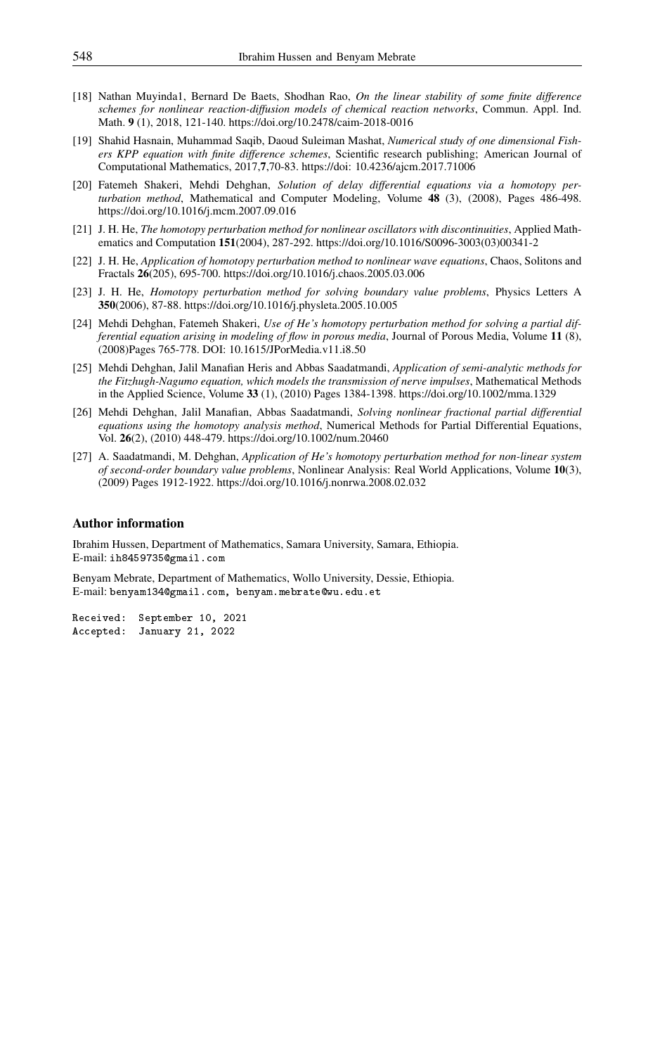[18] Nathan Muyinda1, Bernard De Baets, Shodhan Rao, *On the linear stability of some finite difference schemes for nonlinear reaction-diffusion models of chemical reaction networks*, Commun. Appl. Ind. Math. **9** (1), 2018, 121-140. https://doi.org/10.2478/caim-2018-0016

[19] Shahid Hasnain, Muhammad Saqib, Daoud Suleiman Mashat, *Numerical study of one dimensional Fishers KPP equation with finite difference schemes*, Scientific research publishing; American Journal of Computational Mathematics, 2017,**7**,70-83. https://doi: 10.4236/ajcm.2017.71006

[20] Fatemeh Shakeri, Mehdi Dehghan, *Solution of delay differential equations via a homotopy perturbation method*, Mathematical and Computer Modeling, Volume **48** (3), (2008), Pages 486-498. https://doi.org/10.1016/j.mcm.2007.09.016

[21] J. H. He, *The homotopy perturbation method for nonlinear oscillators with discontinuities*, Applied Mathematics and Computation **151**(2004), 287-292. https://doi.org/10.1016/S0096-3003(03)00341-2

[22] J. H. He, *Application of homotopy perturbation method to nonlinear wave equations*, Chaos, Solitons and Fractals **26**(205), 695-700. https://doi.org/10.1016/j.chaos.2005.03.006

[23] J. H. He, *Homotopy perturbation method for solving boundary value problems*, Physics Letters A **350**(2006), 87-88. https://doi.org/10.1016/j.physleta.2005.10.005

[24] Mehdi Dehghan, Fatemeh Shakeri, *Use of He's homotopy perturbation method for solving a partial differential equation arising in modeling of flow in porous media*, Journal of Porous Media, Volume **11** (8), (2008)Pages 765-778. DOI: 10.1615/JPorMedia.v11.i8.50

[25] Mehdi Dehghan, Jalil Manafian Heris and Abbas Saadatmandi, *Application of semi-analytic methods for the Fitzhugh-Nagumo equation, which models the transmission of nerve impulses*, Mathematical Methods in the Applied Science, Volume **33** (1), (2010) Pages 1384-1398. https://doi.org/10.1002/mma.1329

[26] Mehdi Dehghan, Jalil Manafian, Abbas Saadatmandi, *Solving nonlinear fractional partial differential equations using the homotopy analysis method*, Numerical Methods for Partial Differential Equations, Vol. **26**(2), (2010) 448-479. https://doi.org/10.1002/num.20460

[27] A. Saadatmandi, M. Dehghan, *Application of He's homotopy perturbation method for non-linear system of second-order boundary value problems*, Nonlinear Analysis: Real World Applications, Volume **10**(3), (2009) Pages 1912-1922. https://doi.org/10.1016/j.nonrwa.2008.02.032

## Author information

Ibrahim Hussen, Department of Mathematics, Samara University, Samara, Ethiopia.
E-mail: ih8459735@gmail.com

Benyam Mebrate, Department of Mathematics, Wollo University, Dessie, Ethiopia.
E-mail: benyam134@gmail.com, benyam.mebrate@wu.edu.et

Received: September 10, 2021
Accepted: January 21, 2022